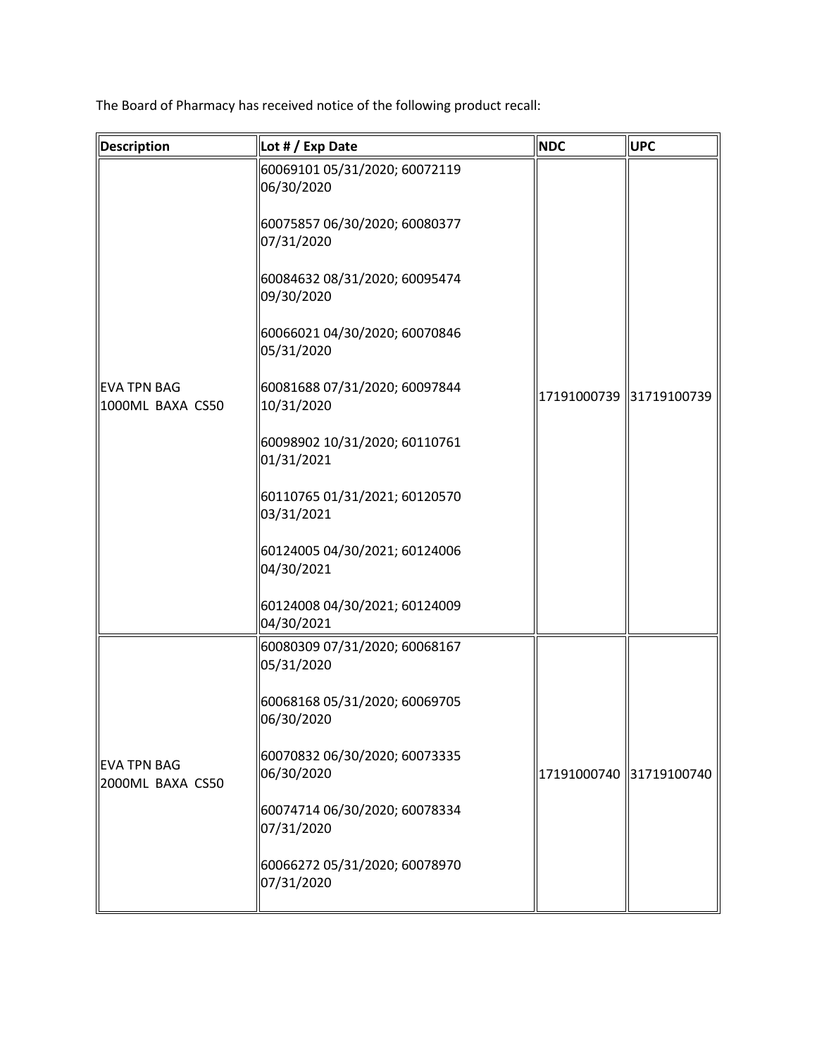The Board of Pharmacy has received notice of the following product recall:

| Description | Lot # / Exp Date | NDC | UPC |
|---|---|---|---|
| EVA TPN BAG 1000ML BAXA CS50 | 60069101 05/31/2020; 60072119 06/30/2020<br><br>60075857 06/30/2020; 60080377 07/31/2020<br><br>60084632 08/31/2020; 60095474 09/30/2020<br><br>60066021 04/30/2020; 60070846 05/31/2020<br><br>60081688 07/31/2020; 60097844 10/31/2020<br><br>60098902 10/31/2020; 60110761 01/31/2021<br><br>60110765 01/31/2021; 60120570 03/31/2021<br><br>60124005 04/30/2021; 60124006 04/30/2021<br><br>60124008 04/30/2021; 60124009 04/30/2021 | 17191000739 | 31719100739 |
| EVA TPN BAG 2000ML BAXA CS50 | 60080309 07/31/2020; 60068167 05/31/2020<br><br>60068168 05/31/2020; 60069705 06/30/2020<br><br>60070832 06/30/2020; 60073335 06/30/2020<br><br>60074714 06/30/2020; 60078334 07/31/2020<br><br>60066272 05/31/2020; 60078970 07/31/2020 | 17191000740 | 31719100740 |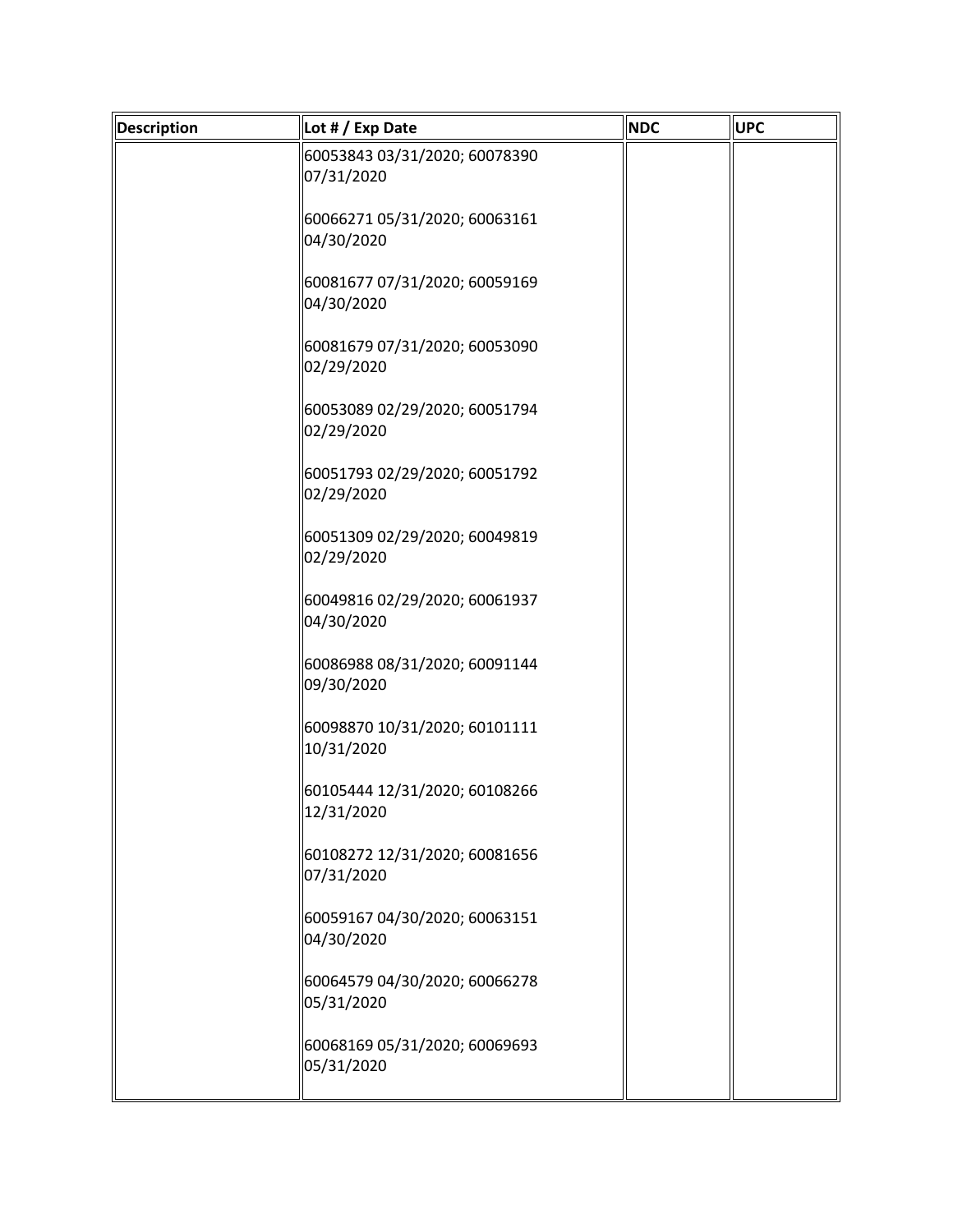| Description | Lot # / Exp Date | NDC | UPC |
|---|---|---|---|
| | 60053843 03/31/2020; 60078390 07/31/2020<br><br>60066271 05/31/2020; 60063161 04/30/2020<br><br>60081677 07/31/2020; 60059169 04/30/2020<br><br>60081679 07/31/2020; 60053090 02/29/2020<br><br>60053089 02/29/2020; 60051794 02/29/2020<br><br>60051793 02/29/2020; 60051792 02/29/2020<br><br>60051309 02/29/2020; 60049819 02/29/2020<br><br>60049816 02/29/2020; 60061937 04/30/2020<br><br>60086988 08/31/2020; 60091144 09/30/2020<br><br>60098870 10/31/2020; 60101111 10/31/2020<br><br>60105444 12/31/2020; 60108266 12/31/2020<br><br>60108272 12/31/2020; 60081656 07/31/2020<br><br>60059167 04/30/2020; 60063151 04/30/2020<br><br>60064579 04/30/2020; 60066278 05/31/2020<br><br>60068169 05/31/2020; 60069693 05/31/2020 | | |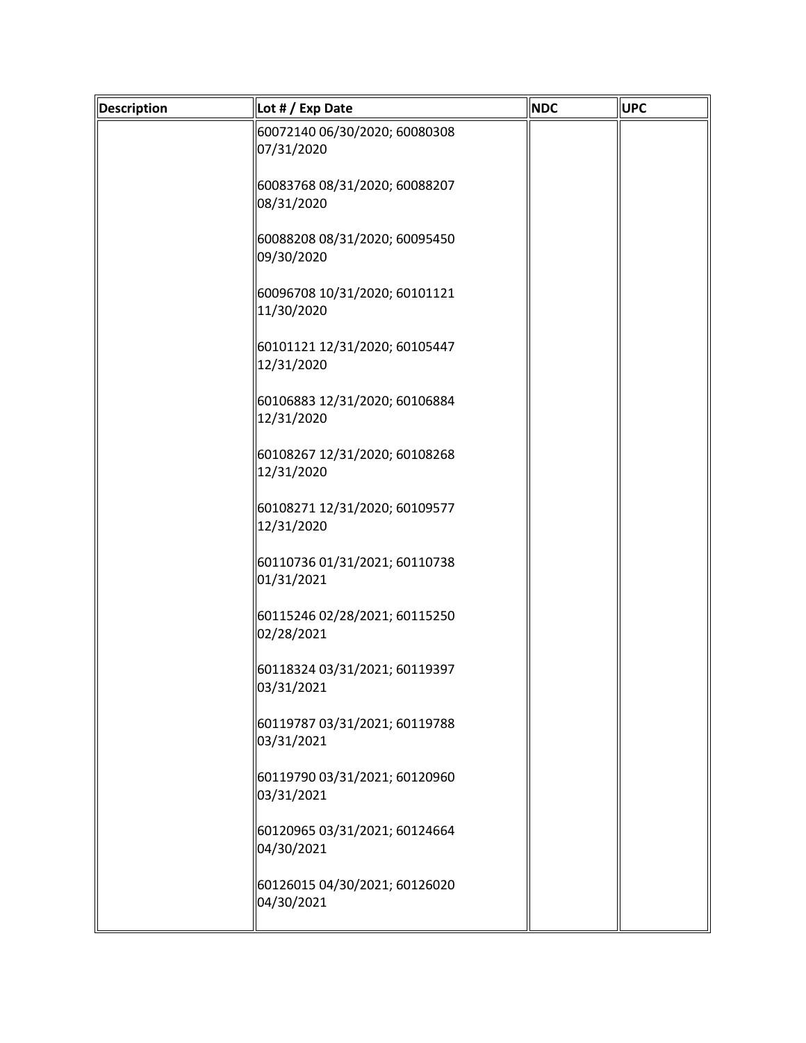| Description | Lot # / Exp Date | NDC | UPC |
|---|---|---|---|
| | 60072140 06/30/2020; 60080308 07/31/2020<br><br>60083768 08/31/2020; 60088207 08/31/2020<br><br>60088208 08/31/2020; 60095450 09/30/2020<br><br>60096708 10/31/2020; 60101121 11/30/2020<br><br>60101121 12/31/2020; 60105447 12/31/2020<br><br>60106883 12/31/2020; 60106884 12/31/2020<br><br>60108267 12/31/2020; 60108268 12/31/2020<br><br>60108271 12/31/2020; 60109577 12/31/2020<br><br>60110736 01/31/2021; 60110738 01/31/2021<br><br>60115246 02/28/2021; 60115250 02/28/2021<br><br>60118324 03/31/2021; 60119397 03/31/2021<br><br>60119787 03/31/2021; 60119788 03/31/2021<br><br>60119790 03/31/2021; 60120960 03/31/2021<br><br>60120965 03/31/2021; 60124664 04/30/2021<br><br>60126015 04/30/2021; 60126020 04/30/2021 | | |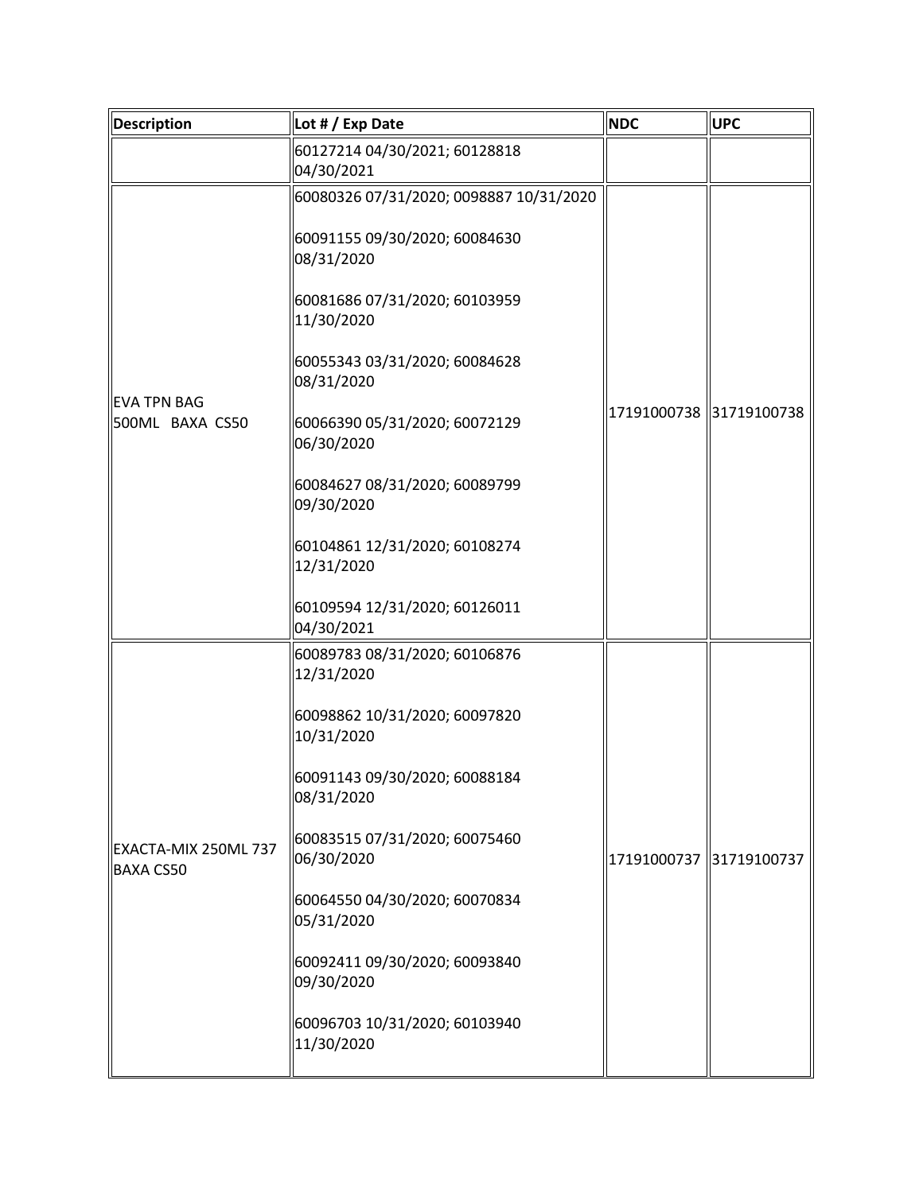| Description | Lot # / Exp Date | NDC | UPC |
|---|---|---|---|
| | 60127214 04/30/2021; 60128818 04/30/2021 | | |
| EVA TPN BAG 500ML BAXA CS50 | 60080326 07/31/2020; 0098887 10/31/2020<br><br>60091155 09/30/2020; 60084630 08/31/2020<br><br>60081686 07/31/2020; 60103959 11/30/2020<br><br>60055343 03/31/2020; 60084628 08/31/2020<br><br>60066390 05/31/2020; 60072129 06/30/2020<br><br>60084627 08/31/2020; 60089799 09/30/2020<br><br>60104861 12/31/2020; 60108274 12/31/2020<br><br>60109594 12/31/2020; 60126011 04/30/2021 | 17191000738 | 31719100738 |
| EXACTA-MIX 250ML 737 BAXA CS50 | 60089783 08/31/2020; 60106876 12/31/2020<br><br>60098862 10/31/2020; 60097820 10/31/2020<br><br>60091143 09/30/2020; 60088184 08/31/2020<br><br>60083515 07/31/2020; 60075460 06/30/2020<br><br>60064550 04/30/2020; 60070834 05/31/2020<br><br>60092411 09/30/2020; 60093840 09/30/2020<br><br>60096703 10/31/2020; 60103940 11/30/2020 | 17191000737 | 31719100737 |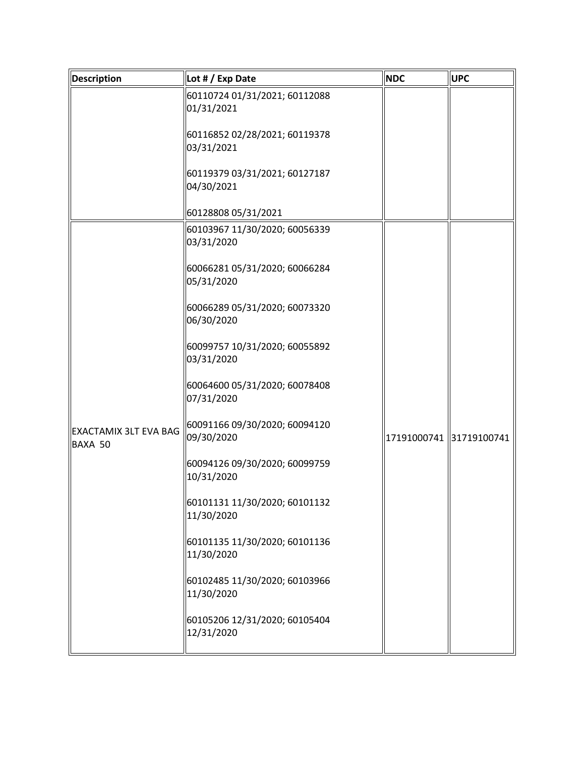| Description | Lot # / Exp Date | NDC | UPC |
| --- | --- | --- | --- |
| | 60110724 01/31/2021; 60112088 01/31/2021<br><br>60116852 02/28/2021; 60119378 03/31/2021<br><br>60119379 03/31/2021; 60127187 04/30/2021<br><br>60128808 05/31/2021 | | |
| EXACTAMIX 3LT EVA BAG BAXA 50 | 60103967 11/30/2020; 60056339 03/31/2020<br><br>60066281 05/31/2020; 60066284 05/31/2020<br><br>60066289 05/31/2020; 60073320 06/30/2020<br><br>60099757 10/31/2020; 60055892 03/31/2020<br><br>60064600 05/31/2020; 60078408 07/31/2020<br><br>60091166 09/30/2020; 60094120 09/30/2020<br><br>60094126 09/30/2020; 60099759 10/31/2020<br><br>60101131 11/30/2020; 60101132 11/30/2020<br><br>60101135 11/30/2020; 60101136 11/30/2020<br><br>60102485 11/30/2020; 60103966 11/30/2020<br><br>60105206 12/31/2020; 60105404 12/31/2020 | 17191000741 | 31719100741 |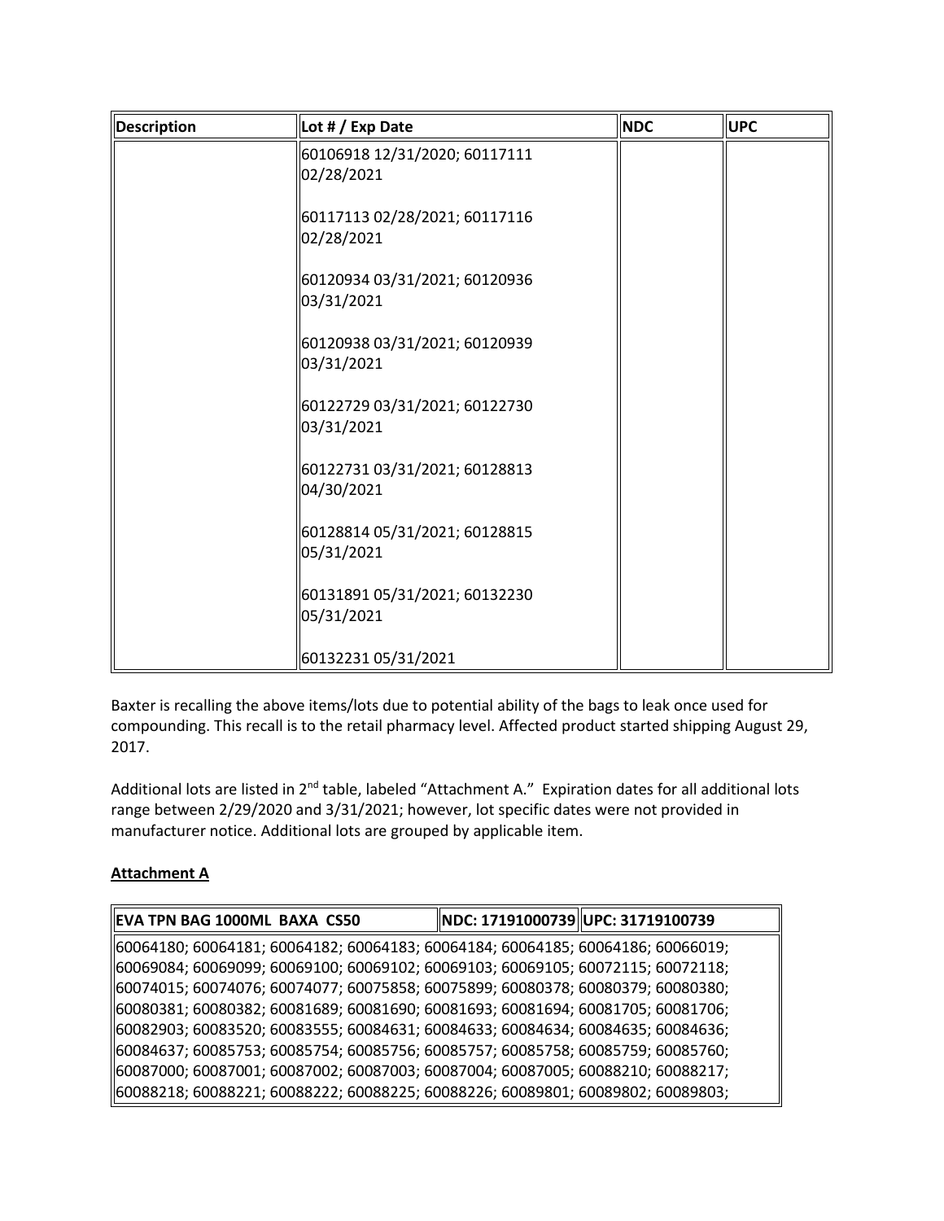| Description | Lot # / Exp Date | NDC | UPC |
|---|---|---|---|
| | 60106918 12/31/2020; 60117111 02/28/2021<br><br>60117113 02/28/2021; 60117116 02/28/2021<br><br>60120934 03/31/2021; 60120936 03/31/2021<br><br>60120938 03/31/2021; 60120939 03/31/2021<br><br>60122729 03/31/2021; 60122730 03/31/2021<br><br>60122731 03/31/2021; 60128813 04/30/2021<br><br>60128814 05/31/2021; 60128815 05/31/2021<br><br>60131891 05/31/2021; 60132230 05/31/2021<br><br>60132231 05/31/2021 | | |

Baxter is recalling the above items/lots due to potential ability of the bags to leak once used for compounding. This recall is to the retail pharmacy level. Affected product started shipping August 29, 2017.

Additional lots are listed in 2nd table, labeled "Attachment A." Expiration dates for all additional lots range between 2/29/2020 and 3/31/2021; however, lot specific dates were not provided in manufacturer notice. Additional lots are grouped by applicable item.

**Attachment A**

| EVA TPN BAG 1000ML BAXA CS50 | NDC: 17191000739 | UPC: 31719100739 |
|---|---|---|
| 60064180; 60064181; 60064182; 60064183; 60064184; 60064185; 60064186; 60066019; 60069084; 60069099; 60069100; 60069102; 60069103; 60069105; 60072115; 60072118; 60074015; 60074076; 60074077; 60075858; 60075899; 60080378; 60080379; 60080380; 60080381; 60080382; 60081689; 60081690; 60081693; 60081694; 60081705; 60081706; 60082903; 60083520; 60083555; 60084631; 60084633; 60084634; 60084635; 60084636; 60084637; 60085753; 60085754; 60085756; 60085757; 60085758; 60085759; 60085760; 60087000; 60087001; 60087002; 60087003; 60087004; 60087005; 60088210; 60088217; 60088218; 60088221; 60088222; 60088225; 60088226; 60089801; 60089802; 60089803; | | |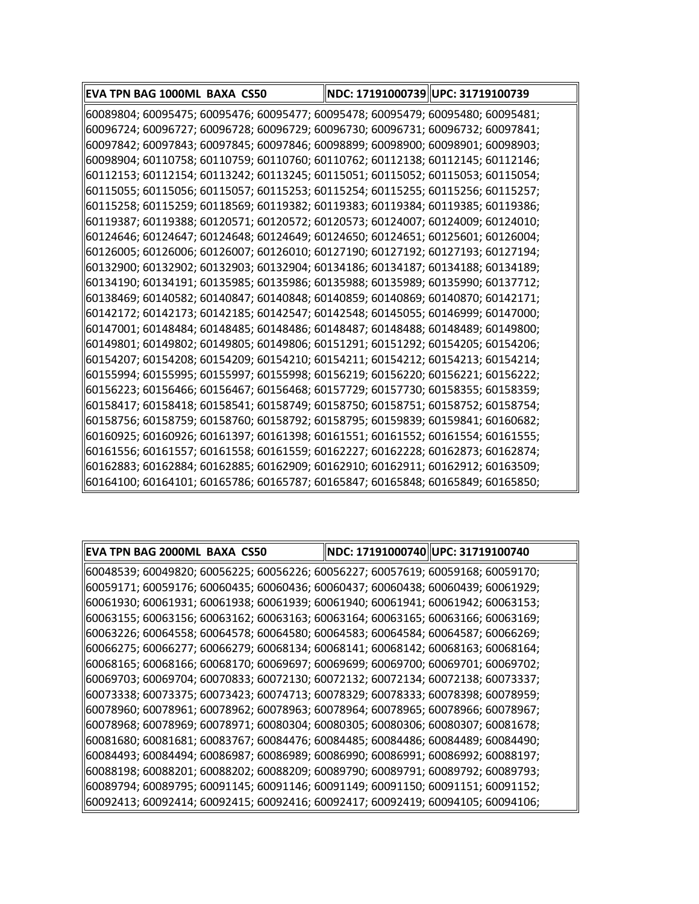| EVA TPN BAG 1000ML BAXA CS50 | NDC: 17191000739 | UPC: 31719100739 |
| --- | --- | --- |
| 60089804; 60095475; 60095476; 60095477; 60095478; 60095479; 60095480; 60095481; 60096724; 60096727; 60096728; 60096729; 60096730; 60096731; 60096732; 60097841; 60097842; 60097843; 60097845; 60097846; 60098899; 60098900; 60098901; 60098903; 60098904; 60110758; 60110759; 60110760; 60110762; 60112138; 60112145; 60112146; 60112153; 60112154; 60113242; 60113245; 60115051; 60115052; 60115053; 60115054; 60115055; 60115056; 60115057; 60115253; 60115254; 60115255; 60115256; 60115257; 60115258; 60115259; 60118569; 60119382; 60119383; 60119384; 60119385; 60119386; 60119387; 60119388; 60120571; 60120572; 60120573; 60124007; 60124009; 60124010; 60124646; 60124647; 60124648; 60124649; 60124650; 60124651; 60125601; 60126004; 60126005; 60126006; 60126007; 60126010; 60127190; 60127192; 60127193; 60127194; 60132900; 60132902; 60132903; 60132904; 60134186; 60134187; 60134188; 60134189; 60134190; 60134191; 60135985; 60135986; 60135988; 60135989; 60135990; 60137712; 60138469; 60140582; 60140847; 60140848; 60140859; 60140869; 60140870; 60142171; 60142172; 60142173; 60142185; 60142547; 60142548; 60145055; 60146999; 60147000; 60147001; 60148484; 60148485; 60148486; 60148487; 60148488; 60148489; 60149800; 60149801; 60149802; 60149805; 60149806; 60151291; 60151292; 60154205; 60154206; 60154207; 60154208; 60154209; 60154210; 60154211; 60154212; 60154213; 60154214; 60155994; 60155995; 60155997; 60155998; 60156219; 60156220; 60156221; 60156222; 60156223; 60156466; 60156467; 60156468; 60157729; 60157730; 60158355; 60158359; 60158417; 60158418; 60158541; 60158749; 60158750; 60158751; 60158752; 60158754; 60158756; 60158759; 60158760; 60158792; 60158795; 60159839; 60159841; 60160682; 60160925; 60160926; 60161397; 60161398; 60161551; 60161552; 60161554; 60161555; 60161556; 60161557; 60161558; 60161559; 60162227; 60162228; 60162873; 60162874; 60162883; 60162884; 60162885; 60162909; 60162910; 60162911; 60162912; 60163509; 60164100; 60164101; 60165786; 60165787; 60165847; 60165848; 60165849; 60165850; | | |

| EVA TPN BAG 2000ML BAXA CS50 | NDC: 17191000740 | UPC: 31719100740 |
| --- | --- | --- |
| 60048539; 60049820; 60056225; 60056226; 60056227; 60057619; 60059168; 60059170; 60059171; 60059176; 60060435; 60060436; 60060437; 60060438; 60060439; 60061929; 60061930; 60061931; 60061938; 60061939; 60061940; 60061941; 60061942; 60063153; 60063155; 60063156; 60063162; 60063163; 60063164; 60063165; 60063166; 60063169; 60063226; 60064558; 60064578; 60064580; 60064583; 60064584; 60064587; 60066269; 60066275; 60066277; 60066279; 60068134; 60068141; 60068142; 60068163; 60068164; 60068165; 60068166; 60068170; 60069697; 60069699; 60069700; 60069701; 60069702; 60069703; 60069704; 60070833; 60072130; 60072132; 60072134; 60072138; 60073337; 60073338; 60073375; 60073423; 60074713; 60078329; 60078333; 60078398; 60078959; 60078960; 60078961; 60078962; 60078963; 60078964; 60078965; 60078966; 60078967; 60078968; 60078969; 60078971; 60080304; 60080305; 60080306; 60080307; 60081678; 60081680; 60081681; 60083767; 60084476; 60084485; 60084486; 60084489; 60084490; 60084493; 60084494; 60086987; 60086989; 60086990; 60086991; 60086992; 60088197; 60088198; 60088201; 60088202; 60088209; 60089790; 60089791; 60089792; 60089793; 60089794; 60089795; 60091145; 60091146; 60091149; 60091150; 60091151; 60091152; 60092413; 60092414; 60092415; 60092416; 60092417; 60092419; 60094105; 60094106; | | |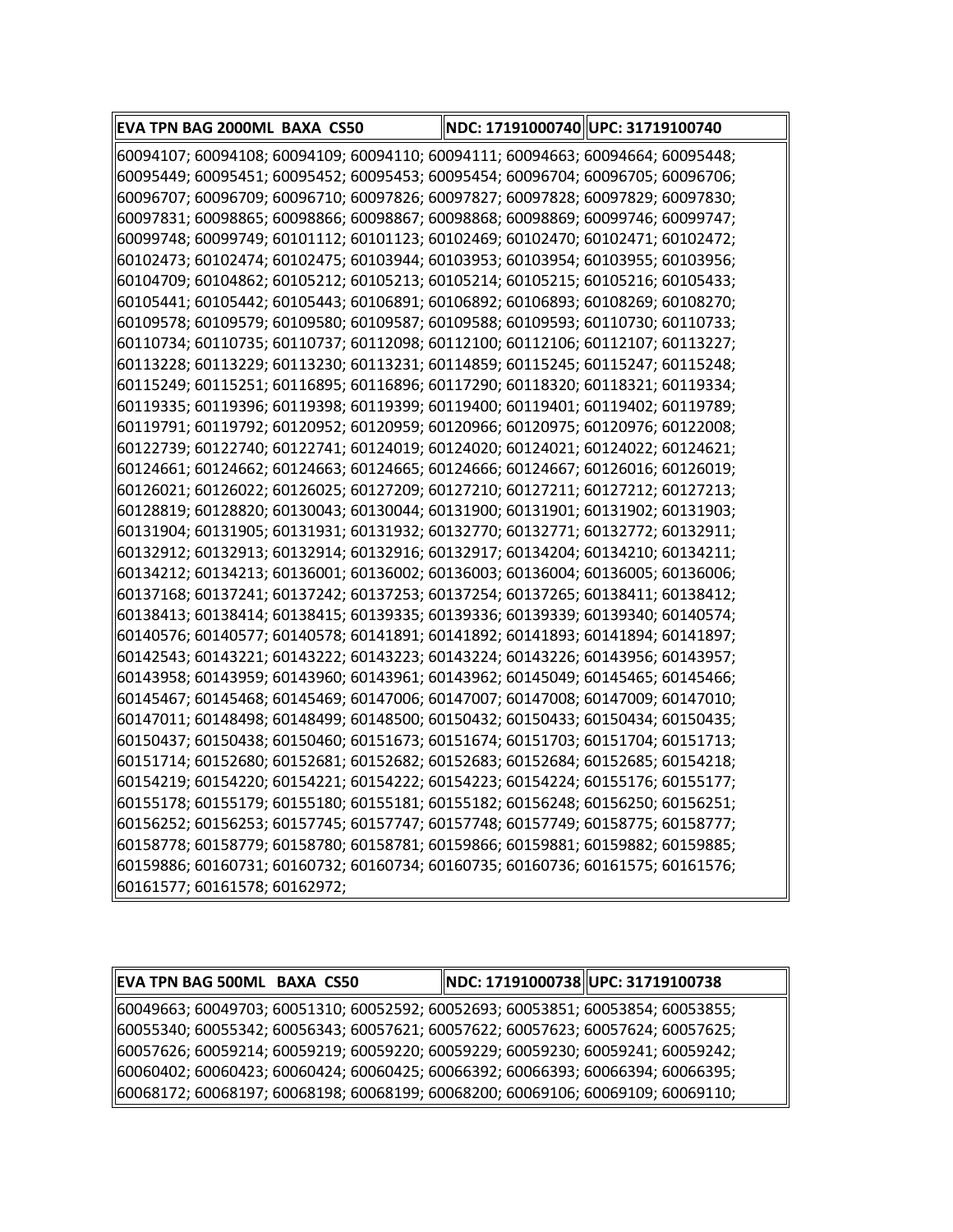| EVA TPN BAG 2000ML BAXA CS50 | NDC: 17191000740 | UPC: 31719100740 |
|---|---|---|
| 60094107; 60094108; 60094109; 60094110; 60094111; 60094663; 60094664; 60095448; 60095449; 60095451; 60095452; 60095453; 60095454; 60096704; 60096705; 60096706; 60096707; 60096709; 60096710; 60097826; 60097827; 60097828; 60097829; 60097830; 60097831; 60098865; 60098866; 60098867; 60098868; 60098869; 60099746; 60099747; 60099748; 60099749; 60101112; 60101123; 60102469; 60102470; 60102471; 60102472; 60102473; 60102474; 60102475; 60103944; 60103953; 60103954; 60103955; 60103956; 60104709; 60104862; 60105212; 60105213; 60105214; 60105215; 60105216; 60105433; 60105441; 60105442; 60105443; 60106891; 60106892; 60106893; 60108269; 60108270; 60109578; 60109579; 60109580; 60109587; 60109588; 60109593; 60110730; 60110733; 60110734; 60110735; 60110737; 60112098; 60112100; 60112106; 60112107; 60113227; 60113228; 60113229; 60113230; 60113231; 60114859; 60115245; 60115247; 60115248; 60115249; 60115251; 60116895; 60116896; 60117290; 60118320; 60118321; 60119334; 60119335; 60119396; 60119398; 60119399; 60119400; 60119401; 60119402; 60119789; 60119791; 60119792; 60120952; 60120959; 60120966; 60120975; 60120976; 60122008; 60122739; 60122740; 60122741; 60124019; 60124020; 60124021; 60124022; 60124621; 60124661; 60124662; 60124663; 60124665; 60124666; 60124667; 60126016; 60126019; 60126021; 60126022; 60126025; 60127209; 60127210; 60127211; 60127212; 60127213; 60128819; 60128820; 60130043; 60130044; 60131900; 60131901; 60131902; 60131903; 60131904; 60131905; 60131931; 60131932; 60132770; 60132771; 60132772; 60132911; 60132912; 60132913; 60132914; 60132916; 60132917; 60134204; 60134210; 60134211; 60134212; 60134213; 60136001; 60136002; 60136003; 60136004; 60136005; 60136006; 60137168; 60137241; 60137242; 60137253; 60137254; 60137265; 60138411; 60138412; 60138413; 60138414; 60138415; 60139335; 60139336; 60139339; 60139340; 60140574; 60140576; 60140577; 60140578; 60141891; 60141892; 60141893; 60141894; 60141897; 60142543; 60143221; 60143222; 60143223; 60143224; 60143226; 60143956; 60143957; 60143958; 60143959; 60143960; 60143961; 60143962; 60145049; 60145465; 60145466; 60145467; 60145468; 60145469; 60147006; 60147007; 60147008; 60147009; 60147010; 60147011; 60148498; 60148499; 60148500; 60150432; 60150433; 60150434; 60150435; 60150437; 60150438; 60150460; 60151673; 60151674; 60151703; 60151704; 60151713; 60151714; 60152680; 60152681; 60152682; 60152683; 60152684; 60152685; 60154218; 60154219; 60154220; 60154221; 60154222; 60154223; 60154224; 60155176; 60155177; 60155178; 60155179; 60155180; 60155181; 60155182; 60156248; 60156250; 60156251; 60156252; 60156253; 60157745; 60157747; 60157748; 60157749; 60158775; 60158777; 60158778; 60158779; 60158780; 60158781; 60159866; 60159881; 60159882; 60159885; 60159886; 60160731; 60160732; 60160734; 60160735; 60160736; 60161575; 60161576; 60161577; 60161578; 60162972; | | |

| EVA TPN BAG 500ML BAXA CS50 | NDC: 17191000738 | UPC: 31719100738 |
|---|---|---|
| 60049663; 60049703; 60051310; 60052592; 60052693; 60053851; 60053854; 60053855; 60055340; 60055342; 60056343; 60057621; 60057622; 60057623; 60057624; 60057625; 60057626; 60059214; 60059219; 60059220; 60059229; 60059230; 60059241; 60059242; 60060402; 60060423; 60060424; 60060425; 60066392; 60066393; 60066394; 60066395; 60068172; 60068197; 60068198; 60068199; 60068200; 60069106; 60069109; 60069110; | | |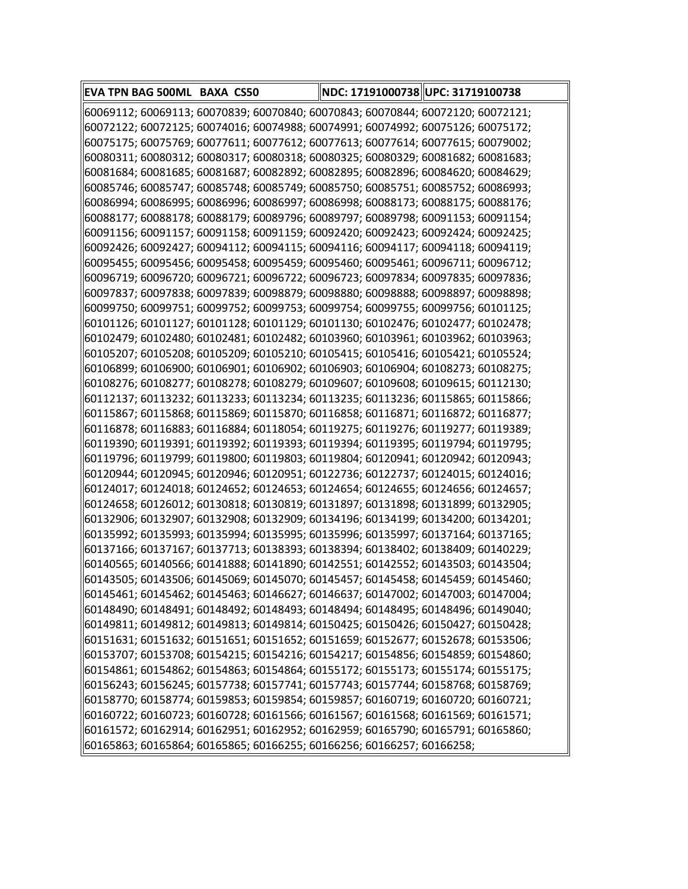| EVA TPN BAG 500ML BAXA CS50 | NDC: 17191000738 | UPC: 31719100738 |
|---|---|---|
| 60069112; 60069113; 60070839; 60070840; 60070843; 60070844; 60072120; 60072121; 60072122; 60072125; 60074016; 60074988; 60074991; 60074992; 60075126; 60075172; 60075175; 60075769; 60077611; 60077612; 60077613; 60077614; 60077615; 60079002; 60080311; 60080312; 60080317; 60080318; 60080325; 60080329; 60081682; 60081683; 60081684; 60081685; 60081687; 60082892; 60082895; 60082896; 60084620; 60084629; 60085746; 60085747; 60085748; 60085749; 60085750; 60085751; 60085752; 60086993; 60086994; 60086995; 60086996; 60086997; 60086998; 60088173; 60088175; 60088176; 60088177; 60088178; 60088179; 60089796; 60089797; 60089798; 60091153; 60091154; 60091156; 60091157; 60091158; 60091159; 60092420; 60092423; 60092424; 60092425; 60092426; 60092427; 60094112; 60094115; 60094116; 60094117; 60094118; 60094119; 60095455; 60095456; 60095458; 60095459; 60095460; 60095461; 60096711; 60096712; 60096719; 60096720; 60096721; 60096722; 60096723; 60097834; 60097835; 60097836; 60097837; 60097838; 60097839; 60098879; 60098880; 60098888; 60098897; 60098898; 60099750; 60099751; 60099752; 60099753; 60099754; 60099755; 60099756; 60101125; 60101126; 60101127; 60101128; 60101129; 60101130; 60102476; 60102477; 60102478; 60102479; 60102480; 60102481; 60102482; 60103960; 60103961; 60103962; 60103963; 60105207; 60105208; 60105209; 60105210; 60105415; 60105416; 60105421; 60105524; 60106899; 60106900; 60106901; 60106902; 60106903; 60106904; 60108273; 60108275; 60108276; 60108277; 60108278; 60108279; 60109607; 60109608; 60109615; 60112130; 60112137; 60113232; 60113233; 60113234; 60113235; 60113236; 60115865; 60115866; 60115867; 60115868; 60115869; 60115870; 60116858; 60116871; 60116872; 60116877; 60116878; 60116883; 60116884; 60118054; 60119275; 60119276; 60119277; 60119389; 60119390; 60119391; 60119392; 60119393; 60119394; 60119395; 60119794; 60119795; 60119796; 60119799; 60119800; 60119803; 60119804; 60120941; 60120942; 60120943; 60120944; 60120945; 60120946; 60120951; 60122736; 60122737; 60124015; 60124016; 60124017; 60124018; 60124652; 60124653; 60124654; 60124655; 60124656; 60124657; 60124658; 60126012; 60130818; 60130819; 60131897; 60131898; 60131899; 60132905; 60132906; 60132907; 60132908; 60132909; 60134196; 60134199; 60134200; 60134201; 60135992; 60135993; 60135994; 60135995; 60135996; 60135997; 60137164; 60137165; 60137166; 60137167; 60137713; 60138393; 60138394; 60138402; 60138409; 60140229; 60140565; 60140566; 60141888; 60141890; 60142551; 60142552; 60143503; 60143504; 60143505; 60143506; 60145069; 60145070; 60145457; 60145458; 60145459; 60145460; 60145461; 60145462; 60145463; 60146627; 60146637; 60147002; 60147003; 60147004; 60148490; 60148491; 60148492; 60148493; 60148494; 60148495; 60148496; 60149040; 60149811; 60149812; 60149813; 60149814; 60150425; 60150426; 60150427; 60150428; 60151631; 60151632; 60151651; 60151652; 60151659; 60152677; 60152678; 60153506; 60153707; 60153708; 60154215; 60154216; 60154217; 60154856; 60154859; 60154860; 60154861; 60154862; 60154863; 60154864; 60155172; 60155173; 60155174; 60155175; 60156243; 60156245; 60157738; 60157741; 60157743; 60157744; 60158768; 60158769; 60158770; 60158774; 60159853; 60159854; 60159857; 60160719; 60160720; 60160721; 60160722; 60160723; 60160728; 60161566; 60161567; 60161568; 60161569; 60161571; 60161572; 60162914; 60162951; 60162952; 60162959; 60165790; 60165791; 60165860; 60165863; 60165864; 60165865; 60166255; 60166256; 60166257; 60166258; | | |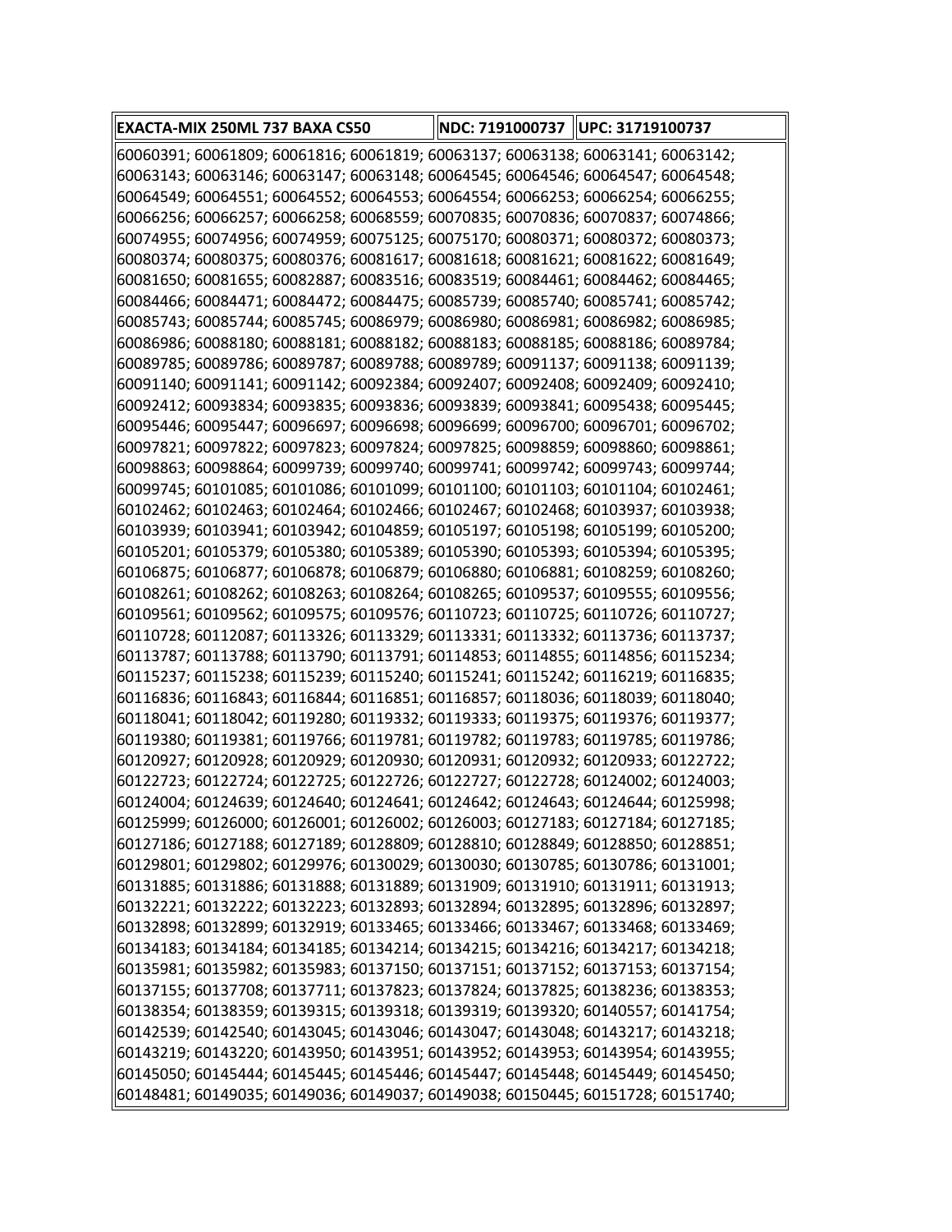| EXACTA-MIX 250ML 737 BAXA CS50 | NDC: 7191000737 | UPC: 31719100737 |
| --- | --- | --- |
| 60060391; 60061809; 60061816; 60061819; 60063137; 60063138; 60063141; 60063142; 60063143; 60063146; 60063147; 60063148; 60064545; 60064546; 60064547; 60064548; 60064549; 60064551; 60064552; 60064553; 60064554; 60066253; 60066254; 60066255; 60066256; 60066257; 60066258; 60068559; 60070835; 60070836; 60070837; 60074866; 60074955; 60074956; 60074959; 60075125; 60075170; 60080371; 60080372; 60080373; 60080374; 60080375; 60080376; 60081617; 60081618; 60081621; 60081622; 60081649; 60081650; 60081655; 60082887; 60083516; 60083519; 60084461; 60084462; 60084465; 60084466; 60084471; 60084472; 60084475; 60085739; 60085740; 60085741; 60085742; 60085743; 60085744; 60085745; 60086979; 60086980; 60086981; 60086982; 60086985; 60086986; 60088180; 60088181; 60088182; 60088183; 60088185; 60088186; 60089784; 60089785; 60089786; 60089787; 60089788; 60089789; 60091137; 60091138; 60091139; 60091140; 60091141; 60091142; 60092384; 60092407; 60092408; 60092409; 60092410; 60092412; 60093834; 60093835; 60093836; 60093839; 60093841; 60095438; 60095445; 60095446; 60095447; 60096697; 60096698; 60096699; 60096700; 60096701; 60096702; 60097821; 60097822; 60097823; 60097824; 60097825; 60098859; 60098860; 60098861; 60098863; 60098864; 60099739; 60099740; 60099741; 60099742; 60099743; 60099744; 60099745; 60101085; 60101086; 60101099; 60101100; 60101103; 60101104; 60102461; 60102462; 60102463; 60102464; 60102466; 60102467; 60102468; 60103937; 60103938; 60103939; 60103941; 60103942; 60104859; 60105197; 60105198; 60105199; 60105200; 60105201; 60105379; 60105380; 60105389; 60105390; 60105393; 60105394; 60105395; 60106875; 60106877; 60106878; 60106879; 60106880; 60106881; 60108259; 60108260; 60108261; 60108262; 60108263; 60108264; 60108265; 60109537; 60109555; 60109556; 60109561; 60109562; 60109575; 60109576; 60110723; 60110725; 60110726; 60110727; 60110728; 60112087; 60113326; 60113329; 60113331; 60113332; 60113736; 60113737; 60113787; 60113788; 60113790; 60113791; 60114853; 60114855; 60114856; 60115234; 60115237; 60115238; 60115239; 60115240; 60115241; 60115242; 60116219; 60116835; 60116836; 60116843; 60116844; 60116851; 60116857; 60118036; 60118039; 60118040; 60118041; 60118042; 60119280; 60119332; 60119333; 60119375; 60119376; 60119377; 60119380; 60119381; 60119766; 60119781; 60119782; 60119783; 60119785; 60119786; 60120927; 60120928; 60120929; 60120930; 60120931; 60120932; 60120933; 60122722; 60122723; 60122724; 60122725; 60122726; 60122727; 60122728; 60124002; 60124003; 60124004; 60124639; 60124640; 60124641; 60124642; 60124643; 60124644; 60125998; 60125999; 60126000; 60126001; 60126002; 60126003; 60127183; 60127184; 60127185; 60127186; 60127188; 60127189; 60128809; 60128810; 60128849; 60128850; 60128851; 60129801; 60129802; 60129976; 60130029; 60130030; 60130785; 60130786; 60131001; 60131885; 60131886; 60131888; 60131889; 60131909; 60131910; 60131911; 60131913; 60132221; 60132222; 60132223; 60132893; 60132894; 60132895; 60132896; 60132897; 60132898; 60132899; 60132919; 60133465; 60133466; 60133467; 60133468; 60133469; 60134183; 60134184; 60134185; 60134214; 60134215; 60134216; 60134217; 60134218; 60135981; 60135982; 60135983; 60137150; 60137151; 60137152; 60137153; 60137154; 60137155; 60137708; 60137711; 60137823; 60137824; 60137825; 60138236; 60138353; 60138354; 60138359; 60139315; 60139318; 60139319; 60139320; 60140557; 60141754; 60142539; 60142540; 60143045; 60143046; 60143047; 60143048; 60143217; 60143218; 60143219; 60143220; 60143950; 60143951; 60143952; 60143953; 60143954; 60143955; 60145050; 60145444; 60145445; 60145446; 60145447; 60145448; 60145449; 60145450; 60148481; 60149035; 60149036; 60149037; 60149038; 60150445; 60151728; 60151740; | | |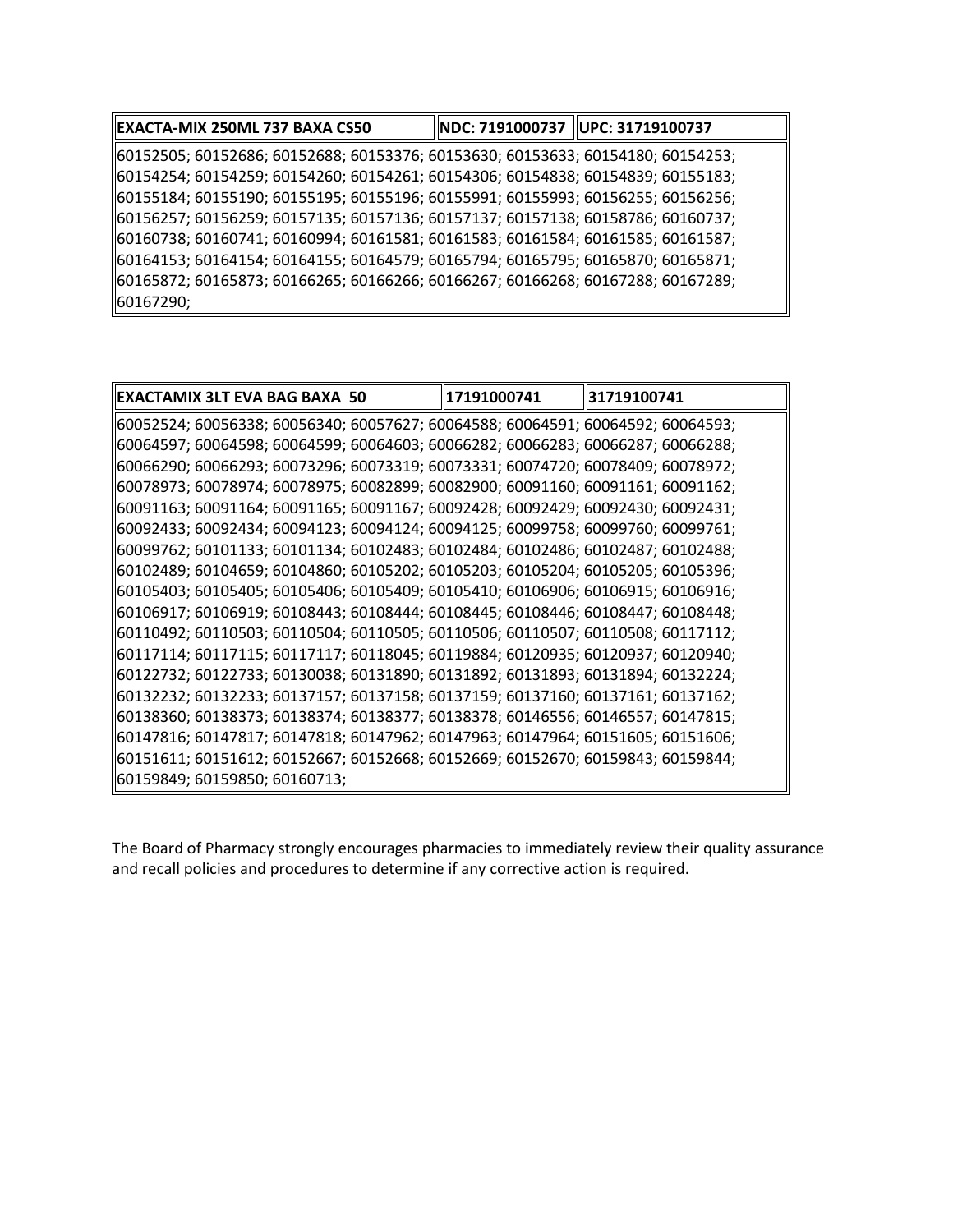| EXACTA-MIX 250ML 737 BAXA CS50 | NDC: 7191000737 | UPC: 31719100737 |
| --- | --- | --- |
| 60152505; 60152686; 60152688; 60153376; 60153630; 60153633; 60154180; 60154253; 60154254; 60154259; 60154260; 60154261; 60154306; 60154838; 60154839; 60155183; 60155184; 60155190; 60155195; 60155196; 60155991; 60155993; 60156255; 60156256; 60156257; 60156259; 60157135; 60157136; 60157137; 60157138; 60158786; 60160737; 60160738; 60160741; 60160994; 60161581; 60161583; 60161584; 60161585; 60161587; 60164153; 60164154; 60164155; 60164579; 60165794; 60165795; 60165870; 60165871; 60165872; 60165873; 60166265; 60166266; 60166267; 60166268; 60167288; 60167289; 60167290; | | |

| EXACTAMIX 3LT EVA BAG BAXA 50 | 17191000741 | 31719100741 |
| --- | --- | --- |
| 60052524; 60056338; 60056340; 60057627; 60064588; 60064591; 60064592; 60064593; 60064597; 60064598; 60064599; 60064603; 60066282; 60066283; 60066287; 60066288; 60066290; 60066293; 60073296; 60073319; 60073331; 60074720; 60078409; 60078972; 60078973; 60078974; 60078975; 60082899; 60082900; 60091160; 60091161; 60091162; 60091163; 60091164; 60091165; 60091167; 60092428; 60092429; 60092430; 60092431; 60092433; 60092434; 60094123; 60094124; 60094125; 60099758; 60099760; 60099761; 60099762; 60101133; 60101134; 60102483; 60102484; 60102486; 60102487; 60102488; 60102489; 60104659; 60104860; 60105202; 60105203; 60105204; 60105205; 60105396; 60105403; 60105405; 60105406; 60105409; 60105410; 60106906; 60106915; 60106916; 60106917; 60106919; 60108443; 60108444; 60108445; 60108446; 60108447; 60108448; 60110492; 60110503; 60110504; 60110505; 60110506; 60110507; 60110508; 60117112; 60117114; 60117115; 60117117; 60118045; 60119884; 60120935; 60120937; 60120940; 60122732; 60122733; 60130038; 60131890; 60131892; 60131893; 60131894; 60132224; 60132232; 60132233; 60137157; 60137158; 60137159; 60137160; 60137161; 60137162; 60138360; 60138373; 60138374; 60138377; 60138378; 60146556; 60146557; 60147815; 60147816; 60147817; 60147818; 60147962; 60147963; 60147964; 60151605; 60151606; 60151611; 60151612; 60152667; 60152668; 60152669; 60152670; 60159843; 60159844; 60159849; 60159850; 60160713; | | |

The Board of Pharmacy strongly encourages pharmacies to immediately review their quality assurance and recall policies and procedures to determine if any corrective action is required.